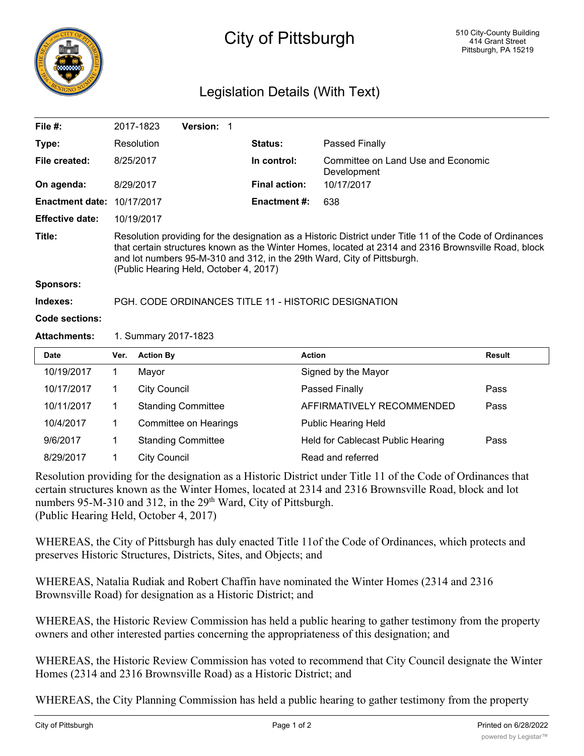# City of Pittsburgh

510 City-County Building
414 Grant Street
Pittsburgh, PA 15219

## Legislation Details (With Text)

| | | | |
|---|---|---|---|
| **File #:** | 2017-1823 **Version:** 1 | | |
| **Type:** | Resolution | **Status:** | Passed Finally |
| **File created:** | 8/25/2017 | **In control:** | Committee on Land Use and Economic Development |
| **On agenda:** | 8/29/2017 | **Final action:** | 10/17/2017 |
| **Enactment date:** | 10/17/2017 | **Enactment #:** | 638 |
| **Effective date:** | 10/19/2017 | | |

**Title:** Resolution providing for the designation as a Historic District under Title 11 of the Code of Ordinances that certain structures known as the Winter Homes, located at 2314 and 2316 Brownsville Road, block and lot numbers 95-M-310 and 312, in the 29th Ward, City of Pittsburgh.
(Public Hearing Held, October 4, 2017)

**Sponsors:**

**Indexes:** PGH. CODE ORDINANCES TITLE 11 - HISTORIC DESIGNATION

**Code sections:**

**Attachments:** 1. Summary 2017-1823

| Date | Ver. | Action By | Action | Result |
|---|---|---|---|---|
| 10/19/2017 | 1 | Mayor | Signed by the Mayor | |
| 10/17/2017 | 1 | City Council | Passed Finally | Pass |
| 10/11/2017 | 1 | Standing Committee | AFFIRMATIVELY RECOMMENDED | Pass |
| 10/4/2017 | 1 | Committee on Hearings | Public Hearing Held | |
| 9/6/2017 | 1 | Standing Committee | Held for Cablecast Public Hearing | Pass |
| 8/29/2017 | 1 | City Council | Read and referred | |

Resolution providing for the designation as a Historic District under Title 11 of the Code of Ordinances that certain structures known as the Winter Homes, located at 2314 and 2316 Brownsville Road, block and lot numbers 95-M-310 and 312, in the 29th Ward, City of Pittsburgh.
(Public Hearing Held, October 4, 2017)

WHEREAS, the City of Pittsburgh has duly enacted Title 11of the Code of Ordinances, which protects and preserves Historic Structures, Districts, Sites, and Objects; and

WHEREAS, Natalia Rudiak and Robert Chaffin have nominated the Winter Homes (2314 and 2316 Brownsville Road) for designation as a Historic District; and

WHEREAS, the Historic Review Commission has held a public hearing to gather testimony from the property owners and other interested parties concerning the appropriateness of this designation; and

WHEREAS, the Historic Review Commission has voted to recommend that City Council designate the Winter Homes (2314 and 2316 Brownsville Road) as a Historic District; and

WHEREAS, the City Planning Commission has held a public hearing to gather testimony from the property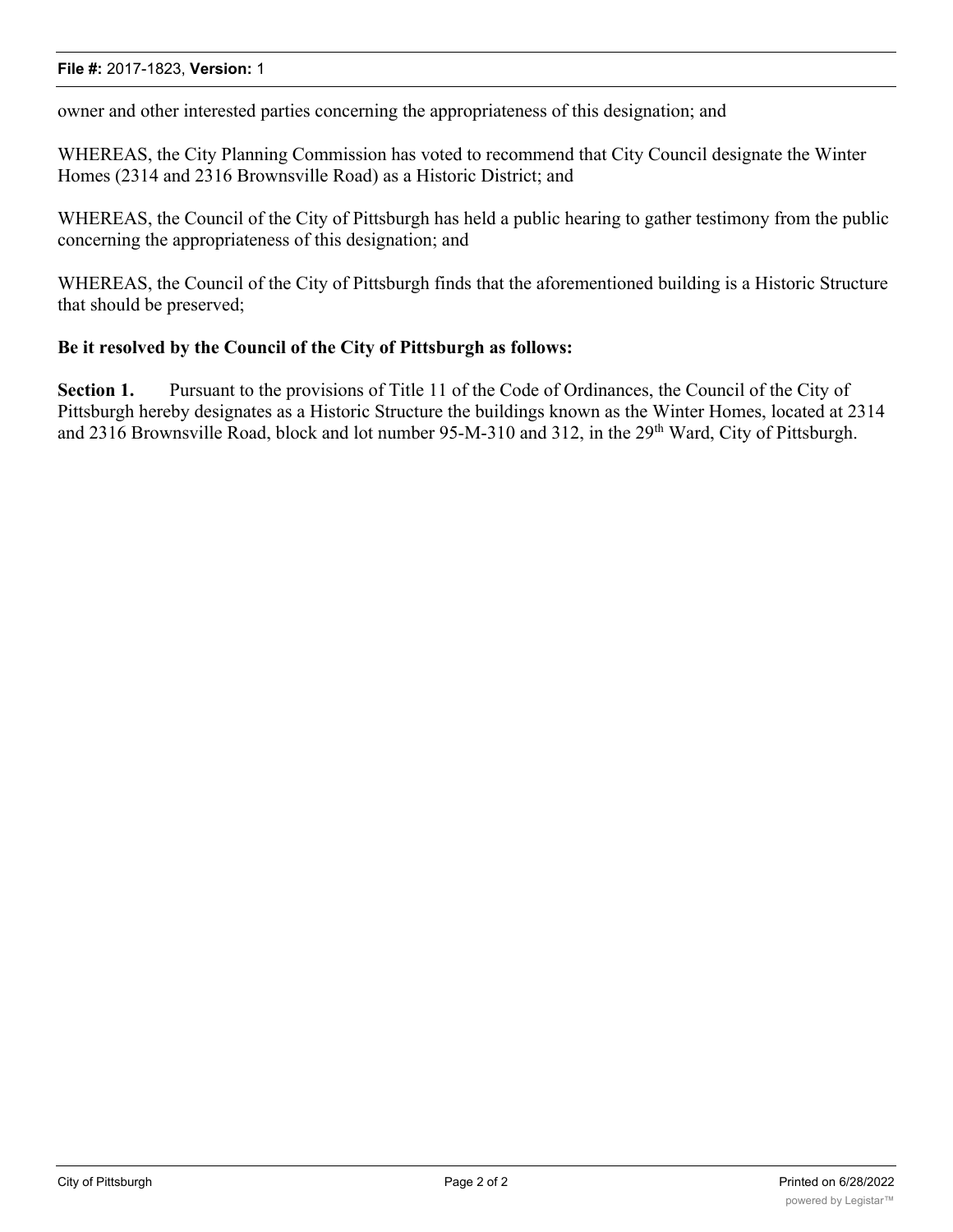owner and other interested parties concerning the appropriateness of this designation; and

WHEREAS, the City Planning Commission has voted to recommend that City Council designate the Winter Homes (2314 and 2316 Brownsville Road) as a Historic District; and

WHEREAS, the Council of the City of Pittsburgh has held a public hearing to gather testimony from the public concerning the appropriateness of this designation; and

WHEREAS, the Council of the City of Pittsburgh finds that the aforementioned building is a Historic Structure that should be preserved;

**Be it resolved by the Council of the City of Pittsburgh as follows:**

**Section 1.** Pursuant to the provisions of Title 11 of the Code of Ordinances, the Council of the City of Pittsburgh hereby designates as a Historic Structure the buildings known as the Winter Homes, located at 2314 and 2316 Brownsville Road, block and lot number 95-M-310 and 312, in the 29th Ward, City of Pittsburgh.